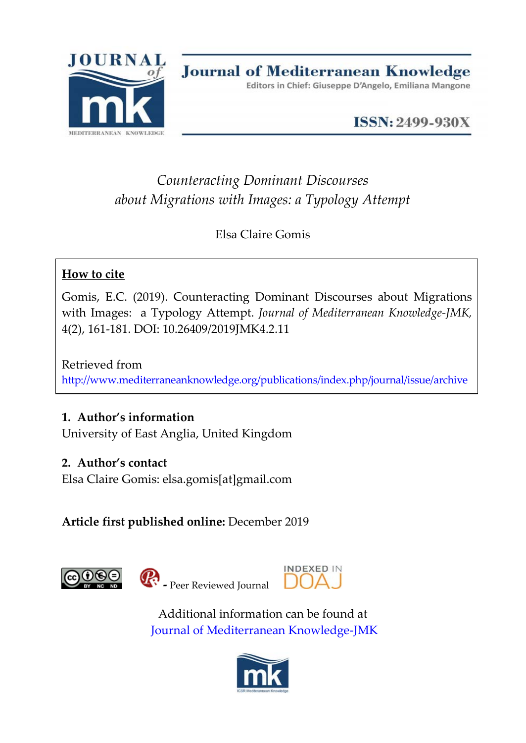Journal of Mediterranean Knowledge

Editors in Chief: Giuseppe D'Angelo, Emiliana Mangone

ISSN: 2499-930X

# *Counteracting Dominant Discourses about Migrations with Images: a Typology Attempt*

Elsa Claire Gomis

**How to cite**

Gomis, E.C. (2019). Counteracting Dominant Discourses about Migrations with Images: a Typology Attempt. *Journal of Mediterranean Knowledge-JMK*, 4(2), 161-181. DOI: 10.26409/2019JMK4.2.11

Retrieved from
http://www.mediterraneanknowledge.org/publications/index.php/journal/issue/archive

**1. Author's information**
University of East Anglia, United Kingdom

**2. Author's contact**
Elsa Claire Gomis: elsa.gomis[at]gmail.com

**Article first published online:** December 2019

- Peer Reviewed Journal

INDEXED IN DOAJ

Additional information can be found at
Journal of Mediterranean Knowledge-JMK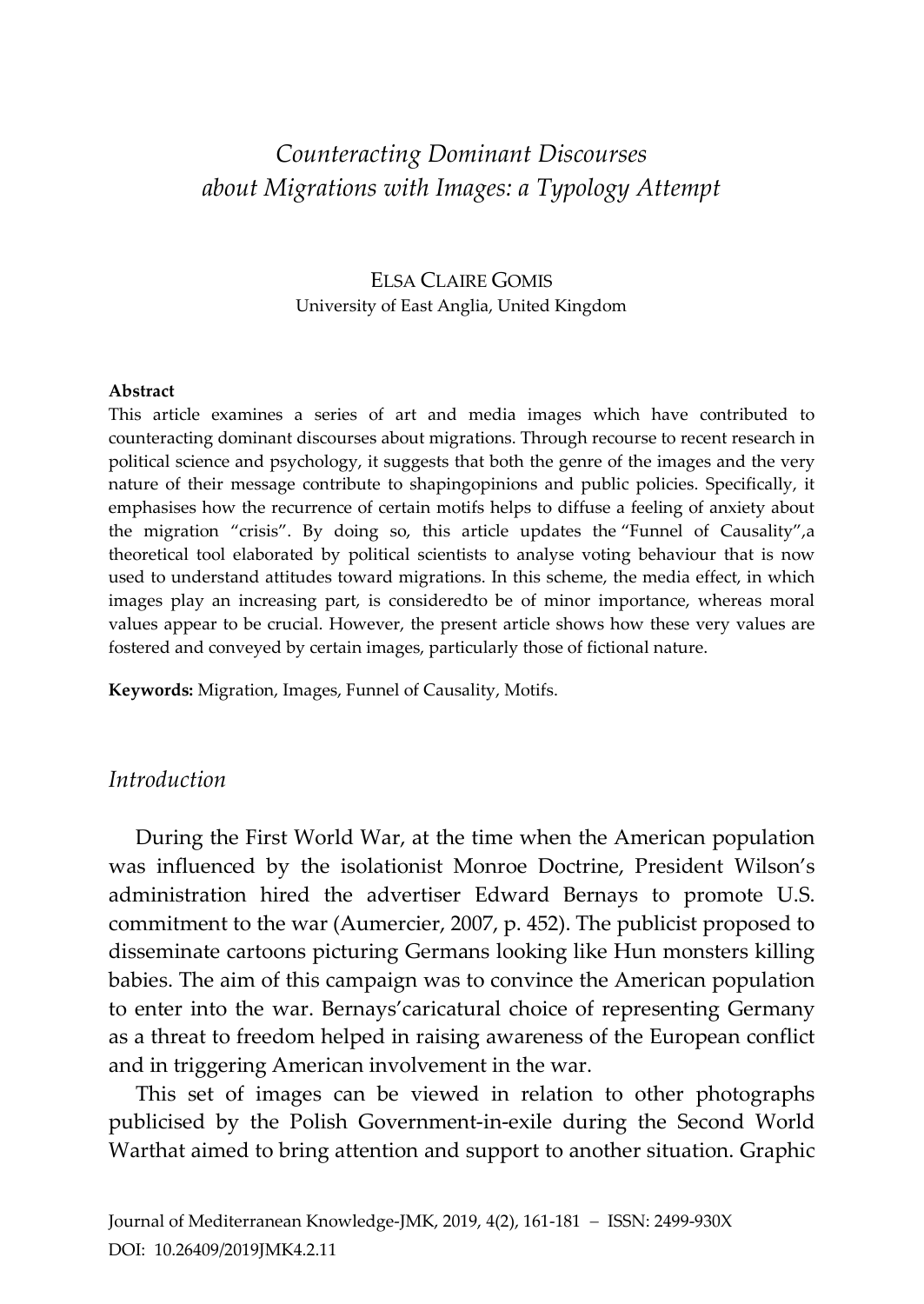# *Counteracting Dominant Discourses about Migrations with Images: a Typology Attempt*

ELSA CLAIRE GOMIS
University of East Anglia, United Kingdom

**Abstract**

This article examines a series of art and media images which have contributed to counteracting dominant discourses about migrations. Through recourse to recent research in political science and psychology, it suggests that both the genre of the images and the very nature of their message contribute to shapingopinions and public policies. Specifically, it emphasises how the recurrence of certain motifs helps to diffuse a feeling of anxiety about the migration "crisis". By doing so, this article updates the "Funnel of Causality",a theoretical tool elaborated by political scientists to analyse voting behaviour that is now used to understand attitudes toward migrations. In this scheme, the media effect, in which images play an increasing part, is consideredto be of minor importance, whereas moral values appear to be crucial. However, the present article shows how these very values are fostered and conveyed by certain images, particularly those of fictional nature.

**Keywords:** Migration, Images, Funnel of Causality, Motifs.

## *Introduction*

During the First World War, at the time when the American population was influenced by the isolationist Monroe Doctrine, President Wilson's administration hired the advertiser Edward Bernays to promote U.S. commitment to the war (Aumercier, 2007, p. 452). The publicist proposed to disseminate cartoons picturing Germans looking like Hun monsters killing babies. The aim of this campaign was to convince the American population to enter into the war. Bernays'caricatural choice of representing Germany as a threat to freedom helped in raising awareness of the European conflict and in triggering American involvement in the war.

This set of images can be viewed in relation to other photographs publicised by the Polish Government-in-exile during the Second World Warthat aimed to bring attention and support to another situation. Graphic

Journal of Mediterranean Knowledge-JMK, 2019, 4(2), 161-181 – ISSN: 2499-930X
DOI: 10.26409/2019JMK4.2.11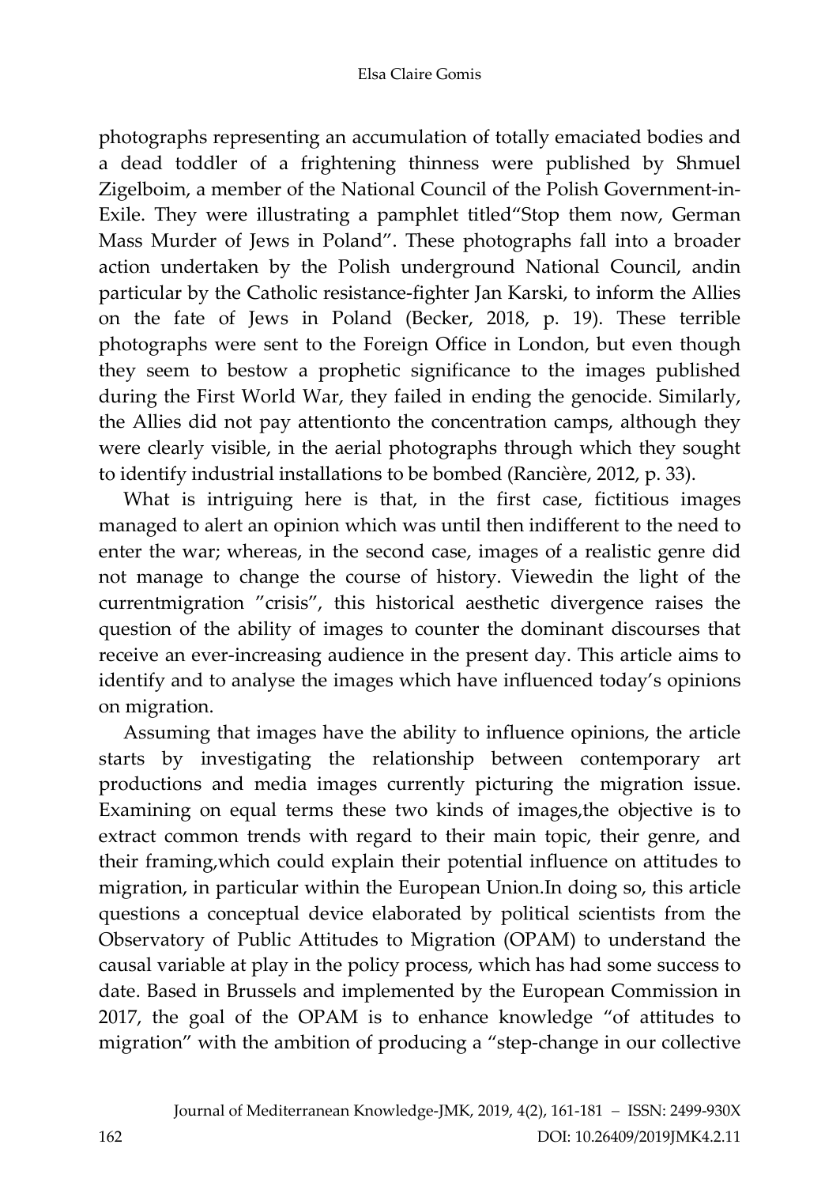photographs representing an accumulation of totally emaciated bodies and a dead toddler of a frightening thinness were published by Shmuel Zigelboim, a member of the National Council of the Polish Government-in-Exile. They were illustrating a pamphlet titled"Stop them now, German Mass Murder of Jews in Poland". These photographs fall into a broader action undertaken by the Polish underground National Council, andin particular by the Catholic resistance-fighter Jan Karski, to inform the Allies on the fate of Jews in Poland (Becker, 2018, p. 19). These terrible photographs were sent to the Foreign Office in London, but even though they seem to bestow a prophetic significance to the images published during the First World War, they failed in ending the genocide. Similarly, the Allies did not pay attentionto the concentration camps, although they were clearly visible, in the aerial photographs through which they sought to identify industrial installations to be bombed (Rancière, 2012, p. 33).

What is intriguing here is that, in the first case, fictitious images managed to alert an opinion which was until then indifferent to the need to enter the war; whereas, in the second case, images of a realistic genre did not manage to change the course of history. Viewedin the light of the currentmigration "crisis", this historical aesthetic divergence raises the question of the ability of images to counter the dominant discourses that receive an ever-increasing audience in the present day. This article aims to identify and to analyse the images which have influenced today's opinions on migration.

Assuming that images have the ability to influence opinions, the article starts by investigating the relationship between contemporary art productions and media images currently picturing the migration issue. Examining on equal terms these two kinds of images,the objective is to extract common trends with regard to their main topic, their genre, and their framing,which could explain their potential influence on attitudes to migration, in particular within the European Union.In doing so, this article questions a conceptual device elaborated by political scientists from the Observatory of Public Attitudes to Migration (OPAM) to understand the causal variable at play in the policy process, which has had some success to date. Based in Brussels and implemented by the European Commission in 2017, the goal of the OPAM is to enhance knowledge "of attitudes to migration" with the ambition of producing a "step-change in our collective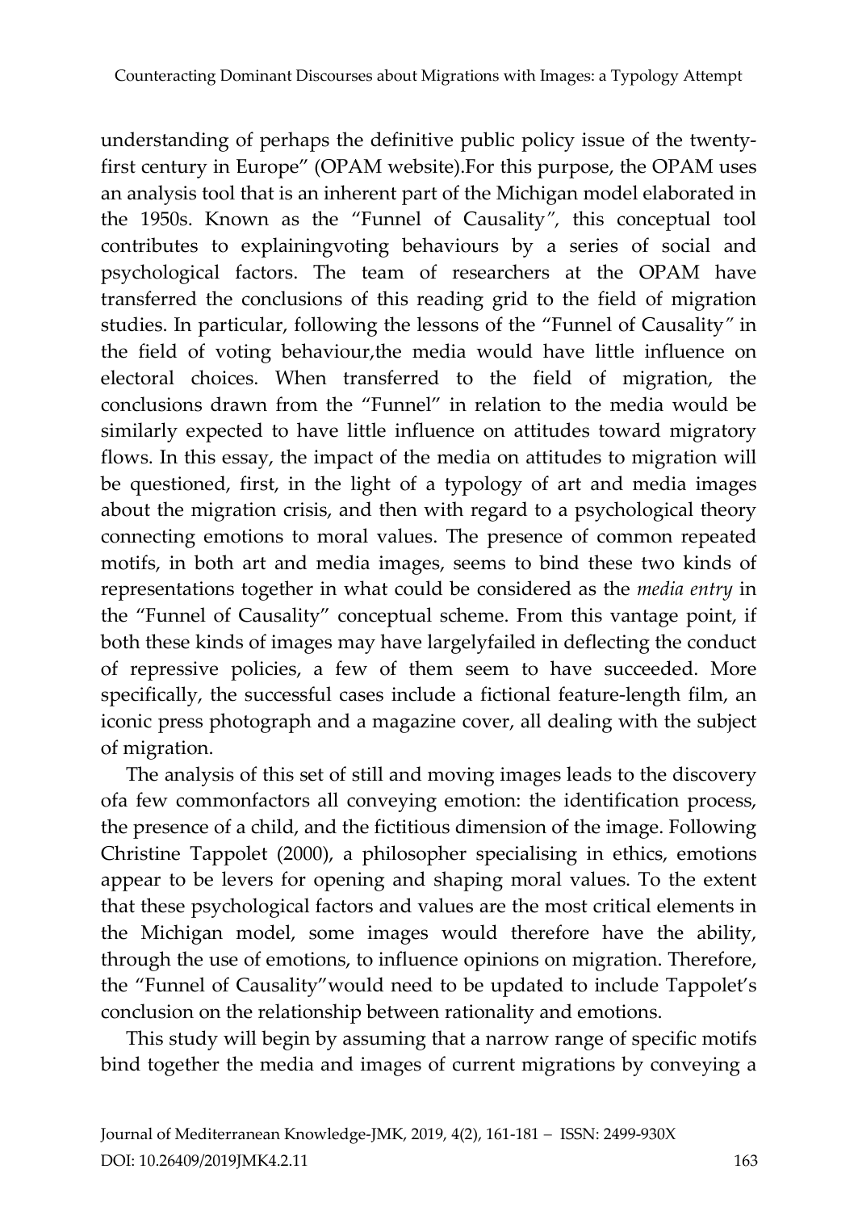understanding of perhaps the definitive public policy issue of the twenty-first century in Europe" (OPAM website).For this purpose, the OPAM uses an analysis tool that is an inherent part of the Michigan model elaborated in the 1950s. Known as the "Funnel of Causality", this conceptual tool contributes to explainingvoting behaviours by a series of social and psychological factors. The team of researchers at the OPAM have transferred the conclusions of this reading grid to the field of migration studies. In particular, following the lessons of the "Funnel of Causality" in the field of voting behaviour,the media would have little influence on electoral choices. When transferred to the field of migration, the conclusions drawn from the "Funnel" in relation to the media would be similarly expected to have little influence on attitudes toward migratory flows. In this essay, the impact of the media on attitudes to migration will be questioned, first, in the light of a typology of art and media images about the migration crisis, and then with regard to a psychological theory connecting emotions to moral values. The presence of common repeated motifs, in both art and media images, seems to bind these two kinds of representations together in what could be considered as the *media entry* in the "Funnel of Causality" conceptual scheme. From this vantage point, if both these kinds of images may have largelyfailed in deflecting the conduct of repressive policies, a few of them seem to have succeeded. More specifically, the successful cases include a fictional feature-length film, an iconic press photograph and a magazine cover, all dealing with the subject of migration.

The analysis of this set of still and moving images leads to the discovery ofa few commonfactors all conveying emotion: the identification process, the presence of a child, and the fictitious dimension of the image. Following Christine Tappolet (2000), a philosopher specialising in ethics, emotions appear to be levers for opening and shaping moral values. To the extent that these psychological factors and values are the most critical elements in the Michigan model, some images would therefore have the ability, through the use of emotions, to influence opinions on migration. Therefore, the "Funnel of Causality"would need to be updated to include Tappolet's conclusion on the relationship between rationality and emotions.

This study will begin by assuming that a narrow range of specific motifs bind together the media and images of current migrations by conveying a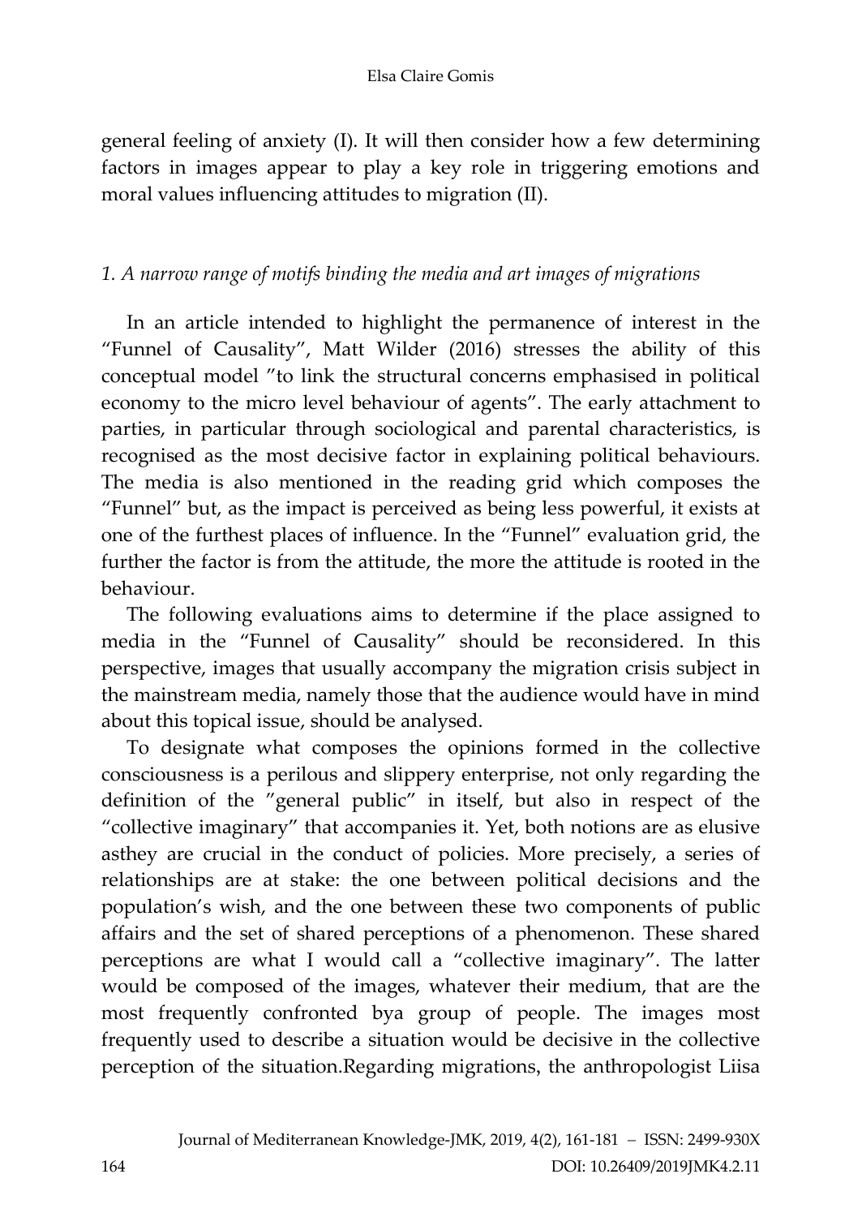general feeling of anxiety (I). It will then consider how a few determining factors in images appear to play a key role in triggering emotions and moral values influencing attitudes to migration (II).

## *1. A narrow range of motifs binding the media and art images of migrations*

In an article intended to highlight the permanence of interest in the "Funnel of Causality", Matt Wilder (2016) stresses the ability of this conceptual model "to link the structural concerns emphasised in political economy to the micro level behaviour of agents". The early attachment to parties, in particular through sociological and parental characteristics, is recognised as the most decisive factor in explaining political behaviours. The media is also mentioned in the reading grid which composes the "Funnel" but, as the impact is perceived as being less powerful, it exists at one of the furthest places of influence. In the "Funnel" evaluation grid, the further the factor is from the attitude, the more the attitude is rooted in the behaviour.

The following evaluations aims to determine if the place assigned to media in the "Funnel of Causality" should be reconsidered. In this perspective, images that usually accompany the migration crisis subject in the mainstream media, namely those that the audience would have in mind about this topical issue, should be analysed.

To designate what composes the opinions formed in the collective consciousness is a perilous and slippery enterprise, not only regarding the definition of the "general public" in itself, but also in respect of the "collective imaginary" that accompanies it. Yet, both notions are as elusive asthey are crucial in the conduct of policies. More precisely, a series of relationships are at stake: the one between political decisions and the population's wish, and the one between these two components of public affairs and the set of shared perceptions of a phenomenon. These shared perceptions are what I would call a "collective imaginary". The latter would be composed of the images, whatever their medium, that are the most frequently confronted bya group of people. The images most frequently used to describe a situation would be decisive in the collective perception of the situation.Regarding migrations, the anthropologist Liisa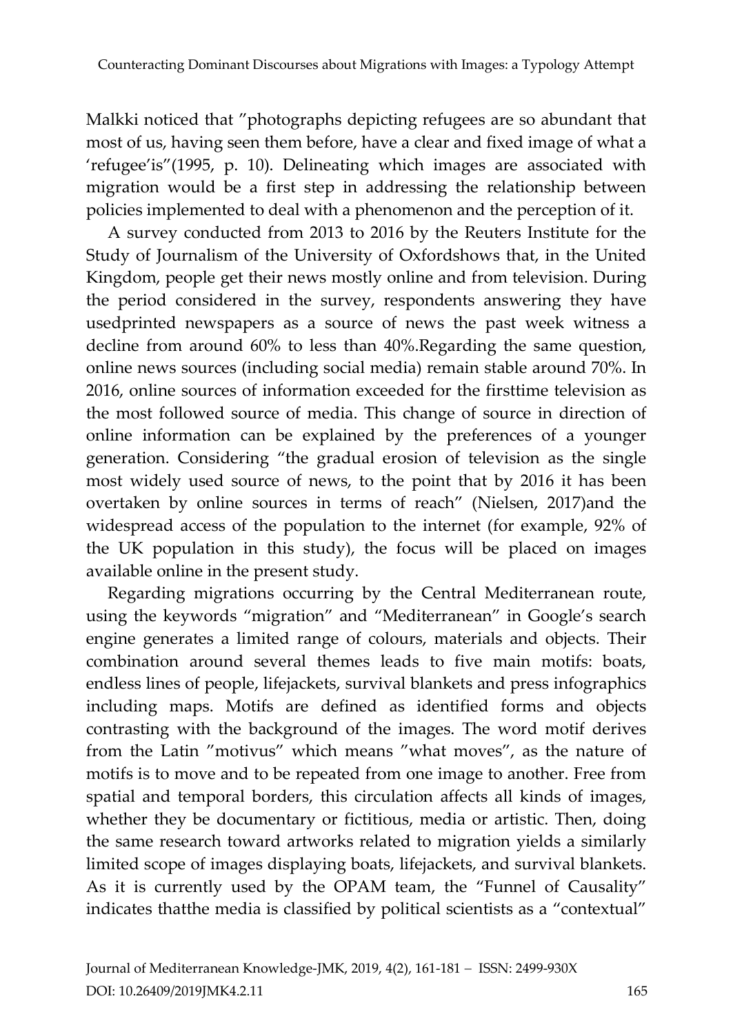Malkki noticed that ”photographs depicting refugees are so abundant that most of us, having seen them before, have a clear and fixed image of what a ‘refugee’is”(1995, p. 10). Delineating which images are associated with migration would be a first step in addressing the relationship between policies implemented to deal with a phenomenon and the perception of it.

A survey conducted from 2013 to 2016 by the Reuters Institute for the Study of Journalism of the University of Oxfordshows that, in the United Kingdom, people get their news mostly online and from television. During the period considered in the survey, respondents answering they have usedprinted newspapers as a source of news the past week witness a decline from around 60% to less than 40%.Regarding the same question, online news sources (including social media) remain stable around 70%. In 2016, online sources of information exceeded for the firsttime television as the most followed source of media. This change of source in direction of online information can be explained by the preferences of a younger generation. Considering “the gradual erosion of television as the single most widely used source of news, to the point that by 2016 it has been overtaken by online sources in terms of reach” (Nielsen, 2017)and the widespread access of the population to the internet (for example, 92% of the UK population in this study), the focus will be placed on images available online in the present study.

Regarding migrations occurring by the Central Mediterranean route, using the keywords “migration” and “Mediterranean” in Google’s search engine generates a limited range of colours, materials and objects. Their combination around several themes leads to five main motifs: boats, endless lines of people, lifejackets, survival blankets and press infographics including maps. Motifs are defined as identified forms and objects contrasting with the background of the images. The word motif derives from the Latin ”motivus” which means ”what moves”, as the nature of motifs is to move and to be repeated from one image to another. Free from spatial and temporal borders, this circulation affects all kinds of images, whether they be documentary or fictitious, media or artistic. Then, doing the same research toward artworks related to migration yields a similarly limited scope of images displaying boats, lifejackets, and survival blankets. As it is currently used by the OPAM team, the “Funnel of Causality” indicates thatthe media is classified by political scientists as a “contextual”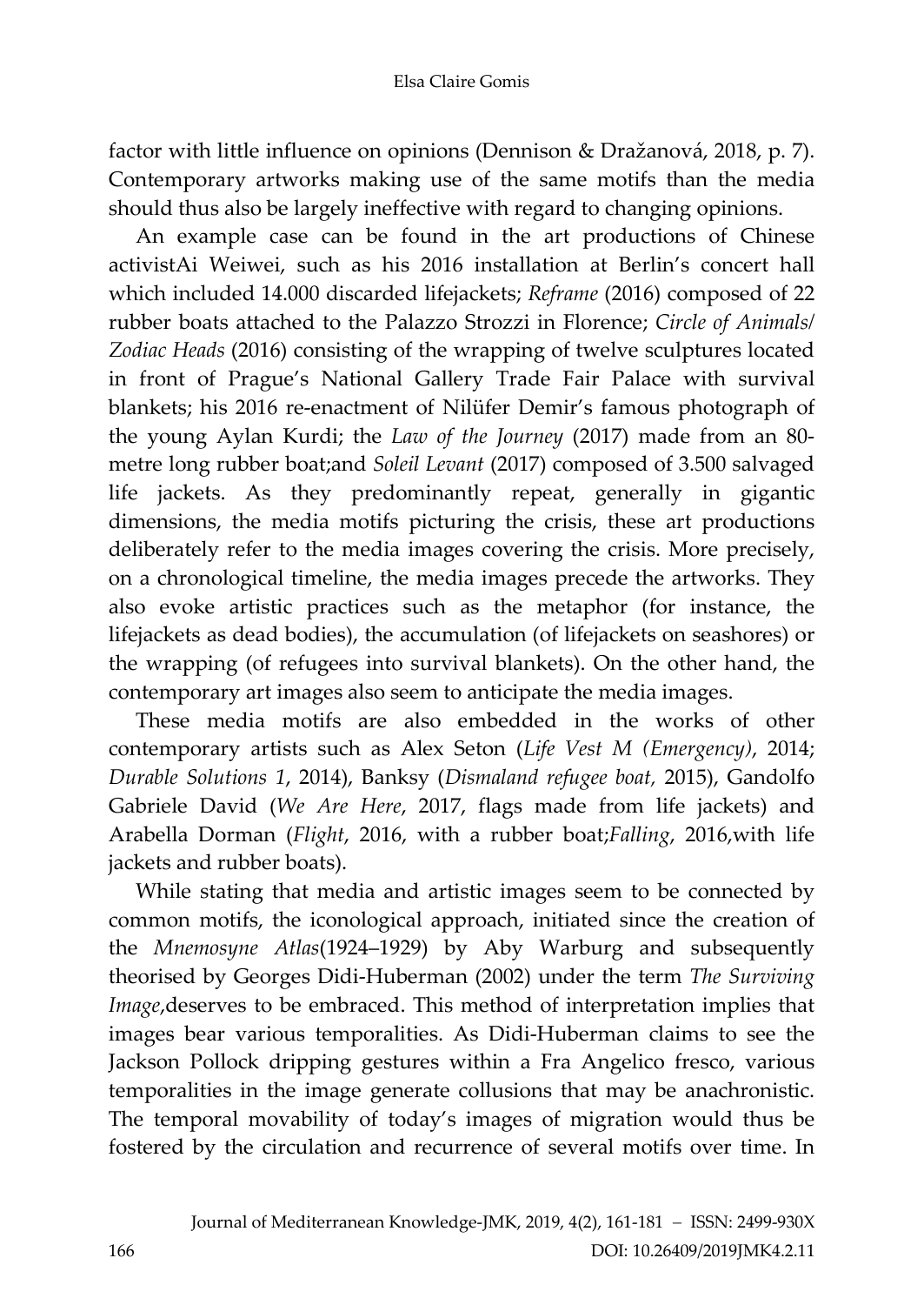factor with little influence on opinions (Dennison & Dražanová, 2018, p. 7). Contemporary artworks making use of the same motifs than the media should thus also be largely ineffective with regard to changing opinions.

An example case can be found in the art productions of Chinese activistAi Weiwei, such as his 2016 installation at Berlin's concert hall which included 14.000 discarded lifejackets; *Reframe* (2016) composed of 22 rubber boats attached to the Palazzo Strozzi in Florence; *Circle of Animals/ Zodiac Heads* (2016) consisting of the wrapping of twelve sculptures located in front of Prague's National Gallery Trade Fair Palace with survival blankets; his 2016 re-enactment of Nilüfer Demir's famous photograph of the young Aylan Kurdi; the *Law of the Journey* (2017) made from an 80-metre long rubber boat;and *Soleil Levant* (2017) composed of 3.500 salvaged life jackets. As they predominantly repeat, generally in gigantic dimensions, the media motifs picturing the crisis, these art productions deliberately refer to the media images covering the crisis. More precisely, on a chronological timeline, the media images precede the artworks. They also evoke artistic practices such as the metaphor (for instance, the lifejackets as dead bodies), the accumulation (of lifejackets on seashores) or the wrapping (of refugees into survival blankets). On the other hand, the contemporary art images also seem to anticipate the media images.

These media motifs are also embedded in the works of other contemporary artists such as Alex Seton (*Life Vest M (Emergency)*, 2014; *Durable Solutions 1*, 2014), Banksy (*Dismaland refugee boat,* 2015), Gandolfo Gabriele David (*We Are Here*, 2017, flags made from life jackets) and Arabella Dorman (*Flight*, 2016, with a rubber boat;*Falling*, 2016,with life jackets and rubber boats).

While stating that media and artistic images seem to be connected by common motifs, the iconological approach, initiated since the creation of the *Mnemosyne Atlas*(1924–1929) by Aby Warburg and subsequently theorised by Georges Didi-Huberman (2002) under the term *The Surviving Image*,deserves to be embraced. This method of interpretation implies that images bear various temporalities. As Didi-Huberman claims to see the Jackson Pollock dripping gestures within a Fra Angelico fresco, various temporalities in the image generate collusions that may be anachronistic. The temporal movability of today's images of migration would thus be fostered by the circulation and recurrence of several motifs over time. In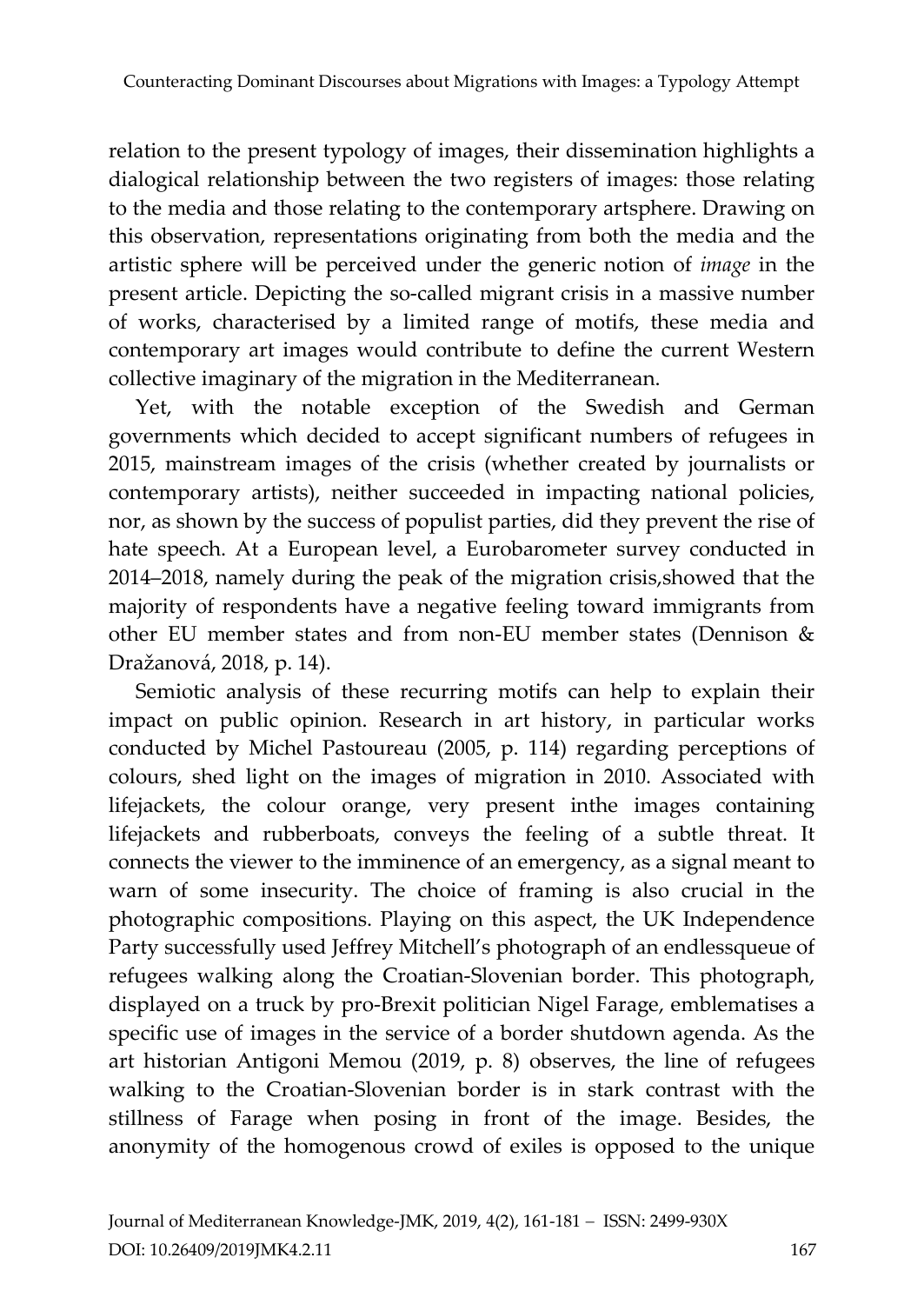relation to the present typology of images, their dissemination highlights a dialogical relationship between the two registers of images: those relating to the media and those relating to the contemporary artsphere. Drawing on this observation, representations originating from both the media and the artistic sphere will be perceived under the generic notion of *image* in the present article. Depicting the so-called migrant crisis in a massive number of works, characterised by a limited range of motifs, these media and contemporary art images would contribute to define the current Western collective imaginary of the migration in the Mediterranean.

Yet, with the notable exception of the Swedish and German governments which decided to accept significant numbers of refugees in 2015, mainstream images of the crisis (whether created by journalists or contemporary artists), neither succeeded in impacting national policies, nor, as shown by the success of populist parties, did they prevent the rise of hate speech. At a European level, a Eurobarometer survey conducted in 2014–2018, namely during the peak of the migration crisis,showed that the majority of respondents have a negative feeling toward immigrants from other EU member states and from non-EU member states (Dennison & Dražanová, 2018, p. 14).

Semiotic analysis of these recurring motifs can help to explain their impact on public opinion. Research in art history, in particular works conducted by Michel Pastoureau (2005, p. 114) regarding perceptions of colours, shed light on the images of migration in 2010. Associated with lifejackets, the colour orange, very present inthe images containing lifejackets and rubberboats, conveys the feeling of a subtle threat. It connects the viewer to the imminence of an emergency, as a signal meant to warn of some insecurity. The choice of framing is also crucial in the photographic compositions. Playing on this aspect, the UK Independence Party successfully used Jeffrey Mitchell's photograph of an endlessqueue of refugees walking along the Croatian-Slovenian border. This photograph, displayed on a truck by pro-Brexit politician Nigel Farage, emblematises a specific use of images in the service of a border shutdown agenda. As the art historian Antigoni Memou (2019, p. 8) observes, the line of refugees walking to the Croatian-Slovenian border is in stark contrast with the stillness of Farage when posing in front of the image. Besides, the anonymity of the homogenous crowd of exiles is opposed to the unique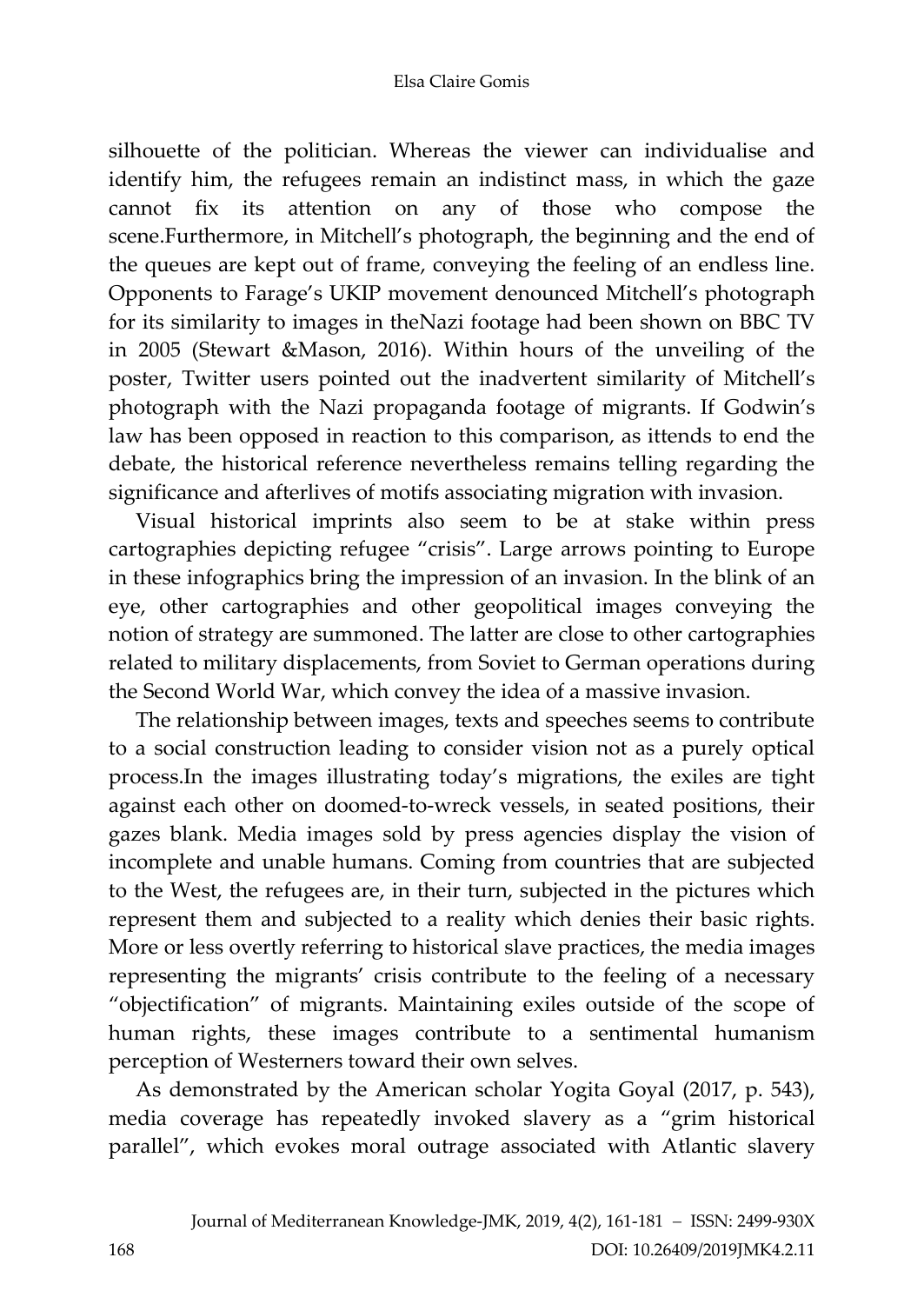silhouette of the politician. Whereas the viewer can individualise and identify him, the refugees remain an indistinct mass, in which the gaze cannot fix its attention on any of those who compose the scene.Furthermore, in Mitchell's photograph, the beginning and the end of the queues are kept out of frame, conveying the feeling of an endless line. Opponents to Farage's UKIP movement denounced Mitchell's photograph for its similarity to images in theNazi footage had been shown on BBC TV in 2005 (Stewart &Mason, 2016). Within hours of the unveiling of the poster, Twitter users pointed out the inadvertent similarity of Mitchell's photograph with the Nazi propaganda footage of migrants. If Godwin's law has been opposed in reaction to this comparison, as ittends to end the debate, the historical reference nevertheless remains telling regarding the significance and afterlives of motifs associating migration with invasion.

Visual historical imprints also seem to be at stake within press cartographies depicting refugee "crisis". Large arrows pointing to Europe in these infographics bring the impression of an invasion. In the blink of an eye, other cartographies and other geopolitical images conveying the notion of strategy are summoned. The latter are close to other cartographies related to military displacements, from Soviet to German operations during the Second World War, which convey the idea of a massive invasion.

The relationship between images, texts and speeches seems to contribute to a social construction leading to consider vision not as a purely optical process.In the images illustrating today's migrations, the exiles are tight against each other on doomed-to-wreck vessels, in seated positions, their gazes blank. Media images sold by press agencies display the vision of incomplete and unable humans. Coming from countries that are subjected to the West, the refugees are, in their turn, subjected in the pictures which represent them and subjected to a reality which denies their basic rights. More or less overtly referring to historical slave practices, the media images representing the migrants' crisis contribute to the feeling of a necessary "objectification" of migrants. Maintaining exiles outside of the scope of human rights, these images contribute to a sentimental humanism perception of Westerners toward their own selves.

As demonstrated by the American scholar Yogita Goyal (2017, p. 543), media coverage has repeatedly invoked slavery as a "grim historical parallel", which evokes moral outrage associated with Atlantic slavery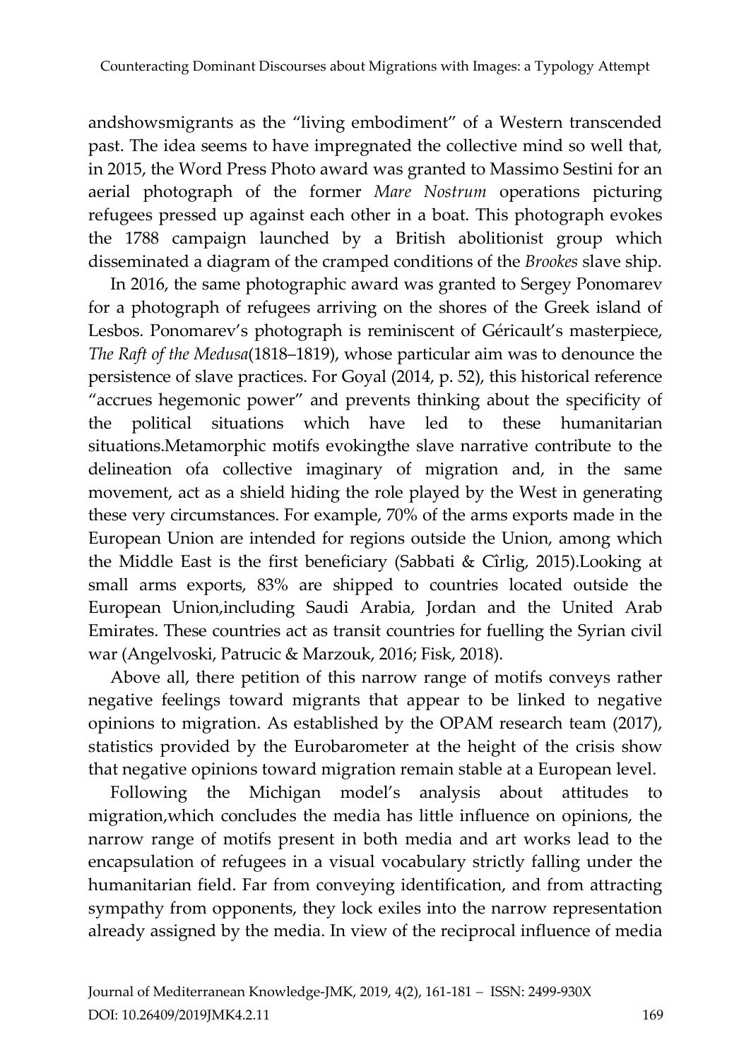andshowsmigrants as the “living embodiment” of a Western transcended past. The idea seems to have impregnated the collective mind so well that, in 2015, the Word Press Photo award was granted to Massimo Sestini for an aerial photograph of the former *Mare Nostrum* operations picturing refugees pressed up against each other in a boat. This photograph evokes the 1788 campaign launched by a British abolitionist group which disseminated a diagram of the cramped conditions of the *Brookes* slave ship.

In 2016, the same photographic award was granted to Sergey Ponomarev for a photograph of refugees arriving on the shores of the Greek island of Lesbos. Ponomarev’s photograph is reminiscent of Géricault’s masterpiece, *The Raft of the Medusa*(1818–1819), whose particular aim was to denounce the persistence of slave practices. For Goyal (2014, p. 52), this historical reference “accrues hegemonic power” and prevents thinking about the specificity of the political situations which have led to these humanitarian situations.Metamorphic motifs evokingthe slave narrative contribute to the delineation ofa collective imaginary of migration and, in the same movement, act as a shield hiding the role played by the West in generating these very circumstances. For example, 70% of the arms exports made in the European Union are intended for regions outside the Union, among which the Middle East is the first beneficiary (Sabbati & Cîrlig, 2015).Looking at small arms exports, 83% are shipped to countries located outside the European Union,including Saudi Arabia, Jordan and the United Arab Emirates. These countries act as transit countries for fuelling the Syrian civil war (Angelvoski, Patrucic & Marzouk, 2016; Fisk, 2018).

Above all, there petition of this narrow range of motifs conveys rather negative feelings toward migrants that appear to be linked to negative opinions to migration. As established by the OPAM research team (2017), statistics provided by the Eurobarometer at the height of the crisis show that negative opinions toward migration remain stable at a European level.

Following the Michigan model’s analysis about attitudes to migration,which concludes the media has little influence on opinions, the narrow range of motifs present in both media and art works lead to the encapsulation of refugees in a visual vocabulary strictly falling under the humanitarian field. Far from conveying identification, and from attracting sympathy from opponents, they lock exiles into the narrow representation already assigned by the media. In view of the reciprocal influence of media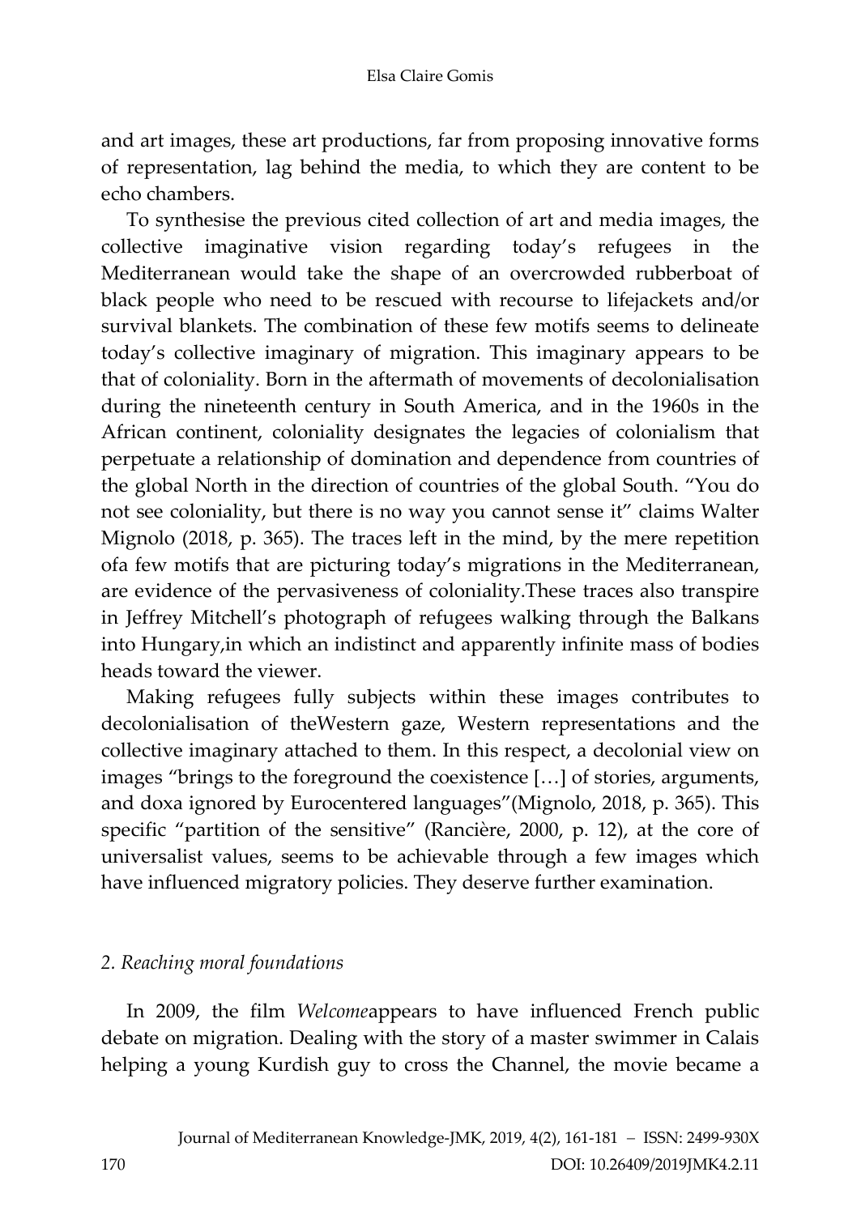and art images, these art productions, far from proposing innovative forms of representation, lag behind the media, to which they are content to be echo chambers.

To synthesise the previous cited collection of art and media images, the collective imaginative vision regarding today's refugees in the Mediterranean would take the shape of an overcrowded rubberboat of black people who need to be rescued with recourse to lifejackets and/or survival blankets. The combination of these few motifs seems to delineate today's collective imaginary of migration. This imaginary appears to be that of coloniality. Born in the aftermath of movements of decolonialisation during the nineteenth century in South America, and in the 1960s in the African continent, coloniality designates the legacies of colonialism that perpetuate a relationship of domination and dependence from countries of the global North in the direction of countries of the global South. "You do not see coloniality, but there is no way you cannot sense it" claims Walter Mignolo (2018, p. 365). The traces left in the mind, by the mere repetition ofa few motifs that are picturing today's migrations in the Mediterranean, are evidence of the pervasiveness of coloniality.These traces also transpire in Jeffrey Mitchell's photograph of refugees walking through the Balkans into Hungary,in which an indistinct and apparently infinite mass of bodies heads toward the viewer.

Making refugees fully subjects within these images contributes to decolonialisation of theWestern gaze, Western representations and the collective imaginary attached to them. In this respect, a decolonial view on images "brings to the foreground the coexistence […] of stories, arguments, and doxa ignored by Eurocentered languages"(Mignolo, 2018, p. 365). This specific "partition of the sensitive" (Rancière, 2000, p. 12), at the core of universalist values, seems to be achievable through a few images which have influenced migratory policies. They deserve further examination.

## *2. Reaching moral foundations*

In 2009, the film *Welcome*appears to have influenced French public debate on migration. Dealing with the story of a master swimmer in Calais helping a young Kurdish guy to cross the Channel, the movie became a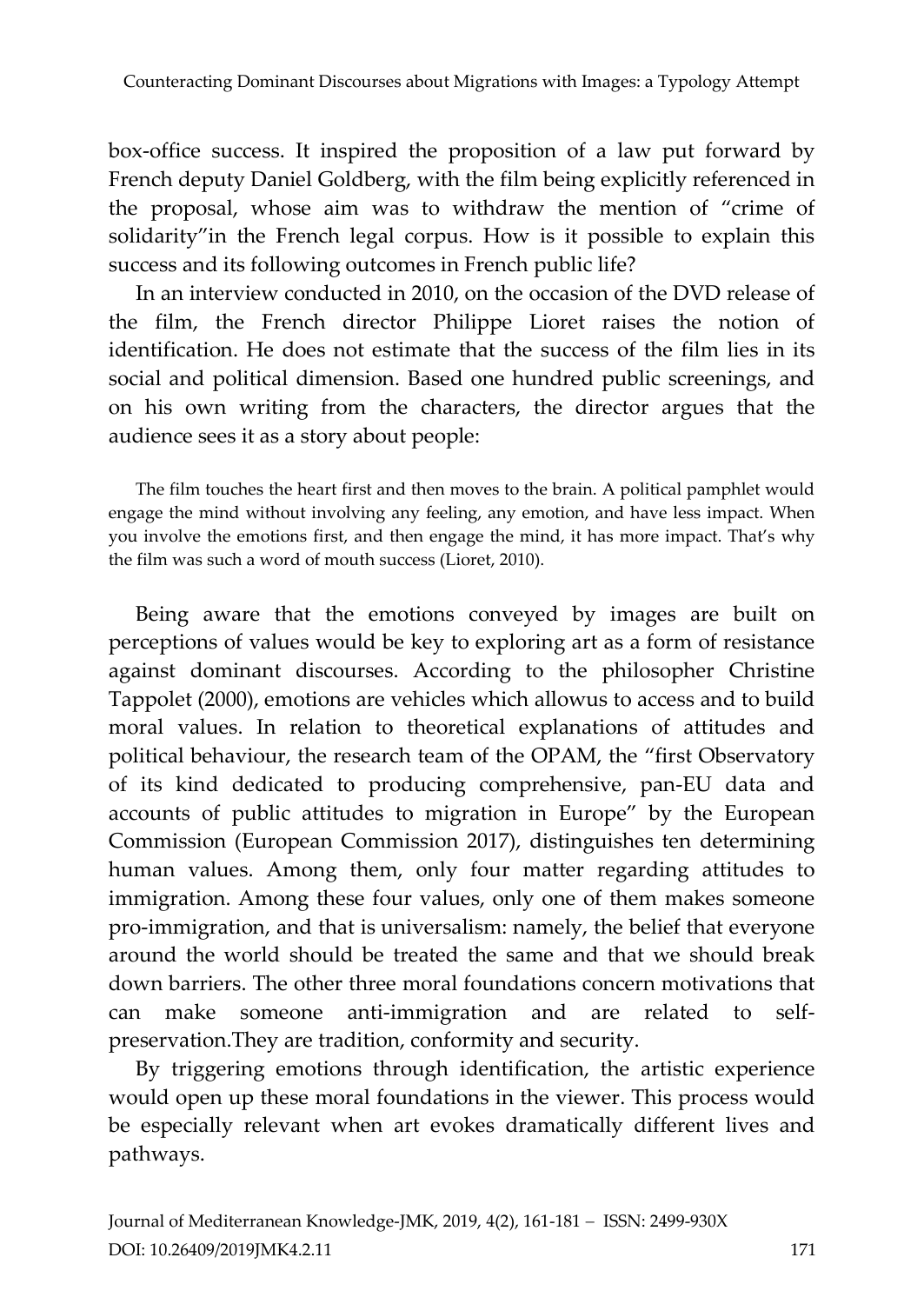box-office success. It inspired the proposition of a law put forward by French deputy Daniel Goldberg, with the film being explicitly referenced in the proposal, whose aim was to withdraw the mention of "crime of solidarity"in the French legal corpus. How is it possible to explain this success and its following outcomes in French public life?

In an interview conducted in 2010, on the occasion of the DVD release of the film, the French director Philippe Lioret raises the notion of identification. He does not estimate that the success of the film lies in its social and political dimension. Based one hundred public screenings, and on his own writing from the characters, the director argues that the audience sees it as a story about people:

> The film touches the heart first and then moves to the brain. A political pamphlet would engage the mind without involving any feeling, any emotion, and have less impact. When you involve the emotions first, and then engage the mind, it has more impact. That's why the film was such a word of mouth success (Lioret, 2010).

Being aware that the emotions conveyed by images are built on perceptions of values would be key to exploring art as a form of resistance against dominant discourses. According to the philosopher Christine Tappolet (2000), emotions are vehicles which allowus to access and to build moral values. In relation to theoretical explanations of attitudes and political behaviour, the research team of the OPAM, the "first Observatory of its kind dedicated to producing comprehensive, pan-EU data and accounts of public attitudes to migration in Europe" by the European Commission (European Commission 2017), distinguishes ten determining human values. Among them, only four matter regarding attitudes to immigration. Among these four values, only one of them makes someone pro-immigration, and that is universalism: namely, the belief that everyone around the world should be treated the same and that we should break down barriers. The other three moral foundations concern motivations that can make someone anti-immigration and are related to self-preservation.They are tradition, conformity and security.

By triggering emotions through identification, the artistic experience would open up these moral foundations in the viewer. This process would be especially relevant when art evokes dramatically different lives and pathways.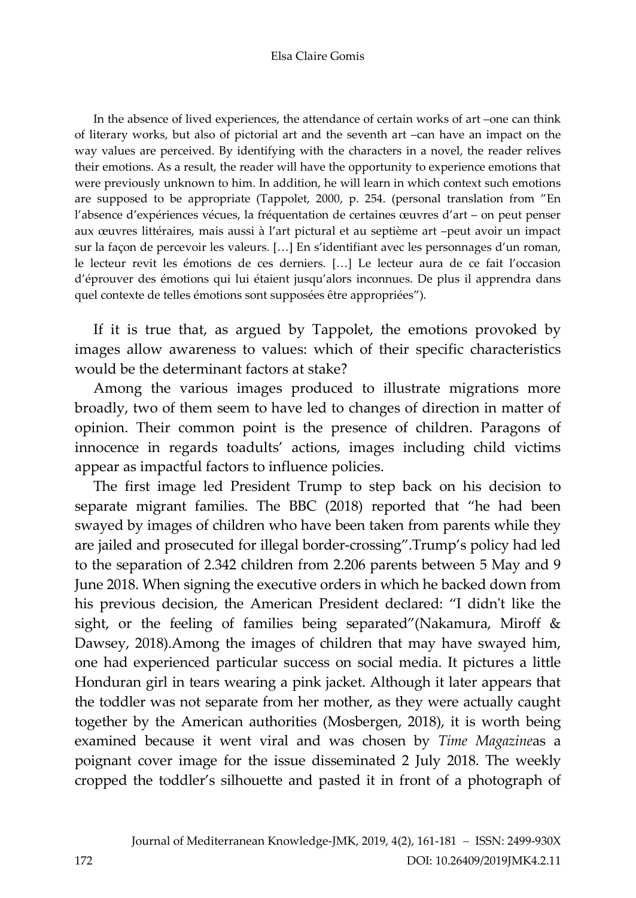> In the absence of lived experiences, the attendance of certain works of art –one can think of literary works, but also of pictorial art and the seventh art –can have an impact on the way values are perceived. By identifying with the characters in a novel, the reader relives their emotions. As a result, the reader will have the opportunity to experience emotions that were previously unknown to him. In addition, he will learn in which context such emotions are supposed to be appropriate (Tappolet, 2000, p. 254. (personal translation from "En l'absence d'expériences vécues, la fréquentation de certaines œuvres d'art – on peut penser aux œuvres littéraires, mais aussi à l'art pictural et au septième art –peut avoir un impact sur la façon de percevoir les valeurs. […] En s'identifiant avec les personnages d'un roman, le lecteur revit les émotions de ces derniers. […] Le lecteur aura de ce fait l'occasion d'éprouver des émotions qui lui étaient jusqu'alors inconnues. De plus il apprendra dans quel contexte de telles émotions sont supposées être appropriées").

If it is true that, as argued by Tappolet, the emotions provoked by images allow awareness to values: which of their specific characteristics would be the determinant factors at stake?

Among the various images produced to illustrate migrations more broadly, two of them seem to have led to changes of direction in matter of opinion. Their common point is the presence of children. Paragons of innocence in regards toadults' actions, images including child victims appear as impactful factors to influence policies.

The first image led President Trump to step back on his decision to separate migrant families. The BBC (2018) reported that "he had been swayed by images of children who have been taken from parents while they are jailed and prosecuted for illegal border-crossing".Trump's policy had led to the separation of 2.342 children from 2.206 parents between 5 May and 9 June 2018. When signing the executive orders in which he backed down from his previous decision, the American President declared: "I didn't like the sight, or the feeling of families being separated"(Nakamura, Miroff & Dawsey, 2018).Among the images of children that may have swayed him, one had experienced particular success on social media. It pictures a little Honduran girl in tears wearing a pink jacket. Although it later appears that the toddler was not separate from her mother, as they were actually caught together by the American authorities (Mosbergen, 2018), it is worth being examined because it went viral and was chosen by *Time Magazine*as a poignant cover image for the issue disseminated 2 July 2018. The weekly cropped the toddler's silhouette and pasted it in front of a photograph of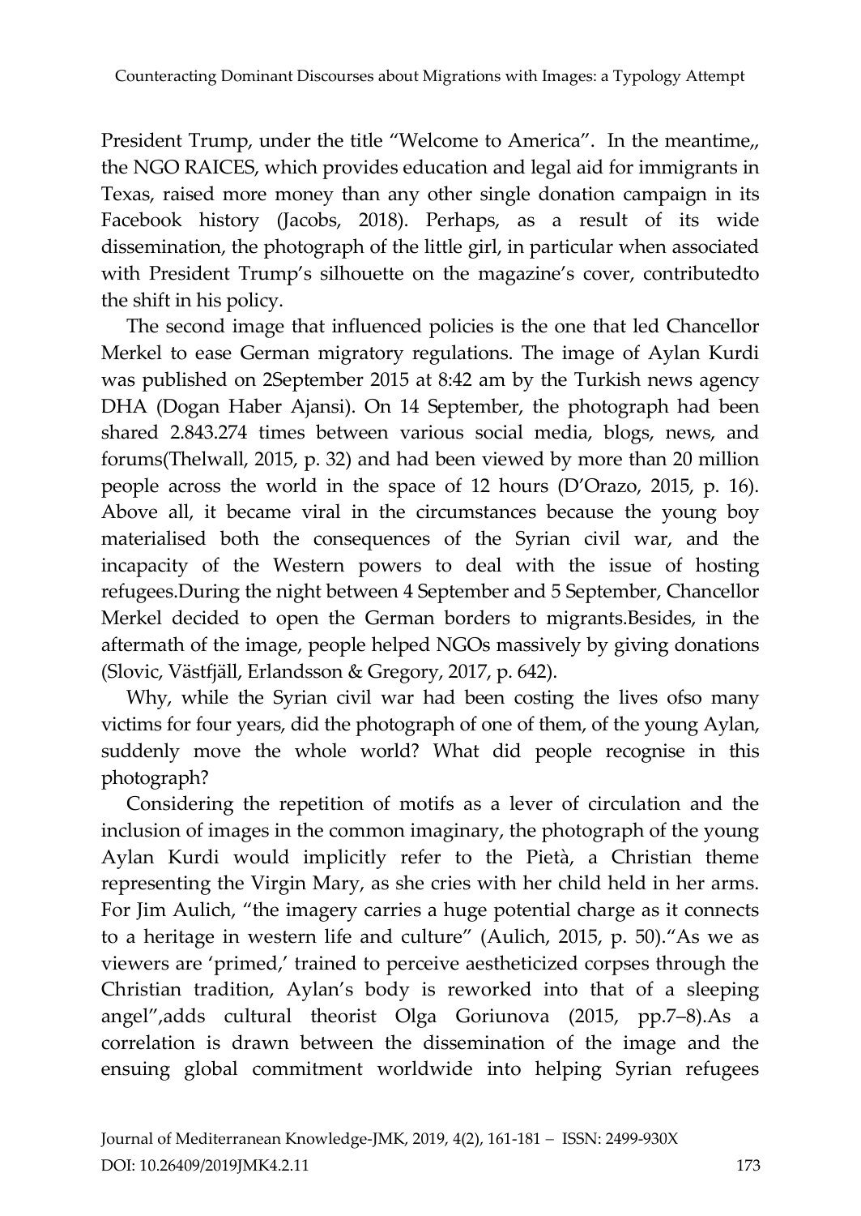President Trump, under the title "Welcome to America". In the meantime,, the NGO RAICES, which provides education and legal aid for immigrants in Texas, raised more money than any other single donation campaign in its Facebook history (Jacobs, 2018). Perhaps, as a result of its wide dissemination, the photograph of the little girl, in particular when associated with President Trump's silhouette on the magazine's cover, contributedto the shift in his policy.

The second image that influenced policies is the one that led Chancellor Merkel to ease German migratory regulations. The image of Aylan Kurdi was published on 2September 2015 at 8:42 am by the Turkish news agency DHA (Dogan Haber Ajansi). On 14 September, the photograph had been shared 2.843.274 times between various social media, blogs, news, and forums(Thelwall, 2015, p. 32) and had been viewed by more than 20 million people across the world in the space of 12 hours (D'Orazo, 2015, p. 16). Above all, it became viral in the circumstances because the young boy materialised both the consequences of the Syrian civil war, and the incapacity of the Western powers to deal with the issue of hosting refugees.During the night between 4 September and 5 September, Chancellor Merkel decided to open the German borders to migrants.Besides, in the aftermath of the image, people helped NGOs massively by giving donations (Slovic, Västfjäll, Erlandsson & Gregory, 2017, p. 642).

Why, while the Syrian civil war had been costing the lives ofso many victims for four years, did the photograph of one of them, of the young Aylan, suddenly move the whole world? What did people recognise in this photograph?

Considering the repetition of motifs as a lever of circulation and the inclusion of images in the common imaginary, the photograph of the young Aylan Kurdi would implicitly refer to the Pietà, a Christian theme representing the Virgin Mary, as she cries with her child held in her arms. For Jim Aulich, "the imagery carries a huge potential charge as it connects to a heritage in western life and culture" (Aulich, 2015, p. 50)."As we as viewers are 'primed,' trained to perceive aestheticized corpses through the Christian tradition, Aylan's body is reworked into that of a sleeping angel",adds cultural theorist Olga Goriunova (2015, pp.7–8).As a correlation is drawn between the dissemination of the image and the ensuing global commitment worldwide into helping Syrian refugees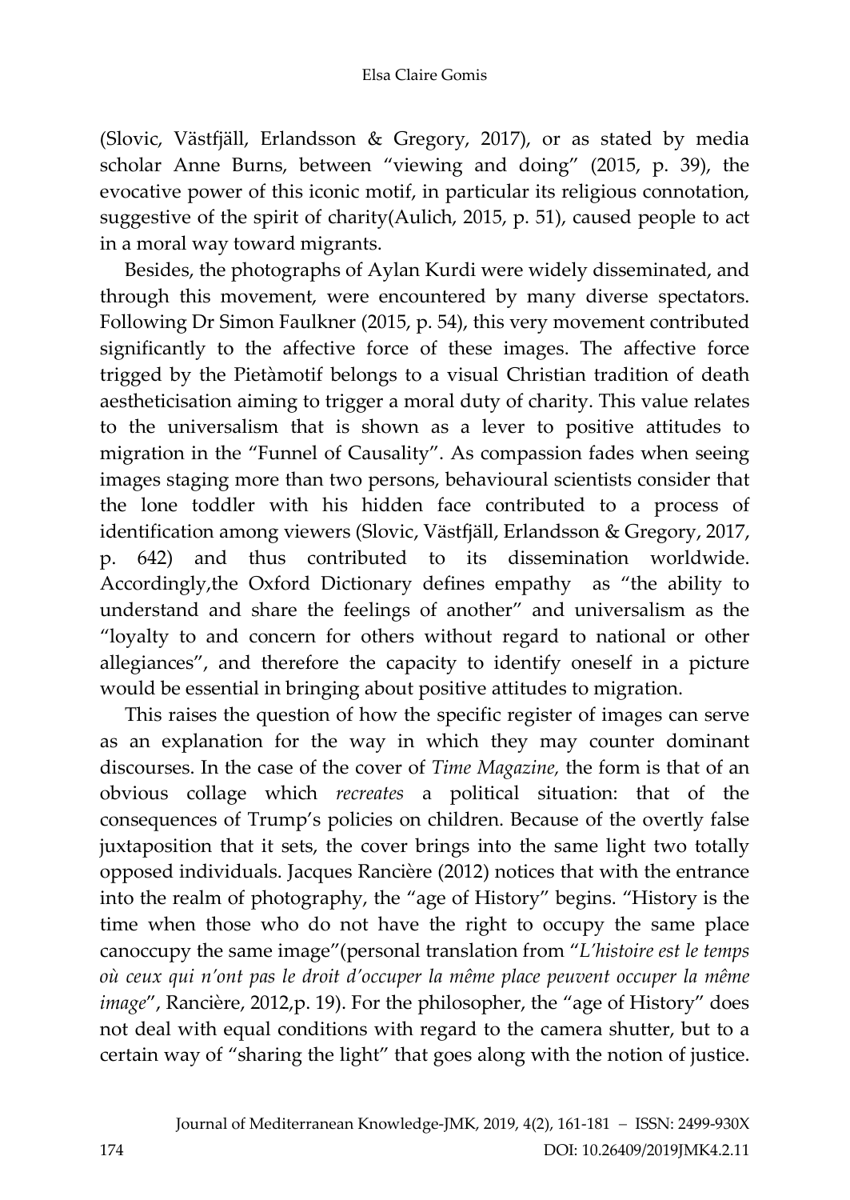(Slovic, Västfjäll, Erlandsson & Gregory, 2017), or as stated by media scholar Anne Burns, between "viewing and doing" (2015, p. 39), the evocative power of this iconic motif, in particular its religious connotation, suggestive of the spirit of charity(Aulich, 2015, p. 51), caused people to act in a moral way toward migrants.

Besides, the photographs of Aylan Kurdi were widely disseminated, and through this movement, were encountered by many diverse spectators. Following Dr Simon Faulkner (2015, p. 54), this very movement contributed significantly to the affective force of these images. The affective force trigged by the Pietàmotif belongs to a visual Christian tradition of death aestheticisation aiming to trigger a moral duty of charity. This value relates to the universalism that is shown as a lever to positive attitudes to migration in the "Funnel of Causality". As compassion fades when seeing images staging more than two persons, behavioural scientists consider that the lone toddler with his hidden face contributed to a process of identification among viewers (Slovic, Västfjäll, Erlandsson & Gregory, 2017, p. 642) and thus contributed to its dissemination worldwide. Accordingly,the Oxford Dictionary defines empathy as "the ability to understand and share the feelings of another" and universalism as the "loyalty to and concern for others without regard to national or other allegiances", and therefore the capacity to identify oneself in a picture would be essential in bringing about positive attitudes to migration.

This raises the question of how the specific register of images can serve as an explanation for the way in which they may counter dominant discourses. In the case of the cover of *Time Magazine,* the form is that of an obvious collage which *recreates* a political situation: that of the consequences of Trump's policies on children. Because of the overtly false juxtaposition that it sets, the cover brings into the same light two totally opposed individuals. Jacques Rancière (2012) notices that with the entrance into the realm of photography, the "age of History" begins. "History is the time when those who do not have the right to occupy the same place canoccupy the same image"(personal translation from "*L'histoire est le temps où ceux qui n'ont pas le droit d'occuper la même place peuvent occuper la même image*", Rancière, 2012,p. 19). For the philosopher, the "age of History" does not deal with equal conditions with regard to the camera shutter, but to a certain way of "sharing the light" that goes along with the notion of justice.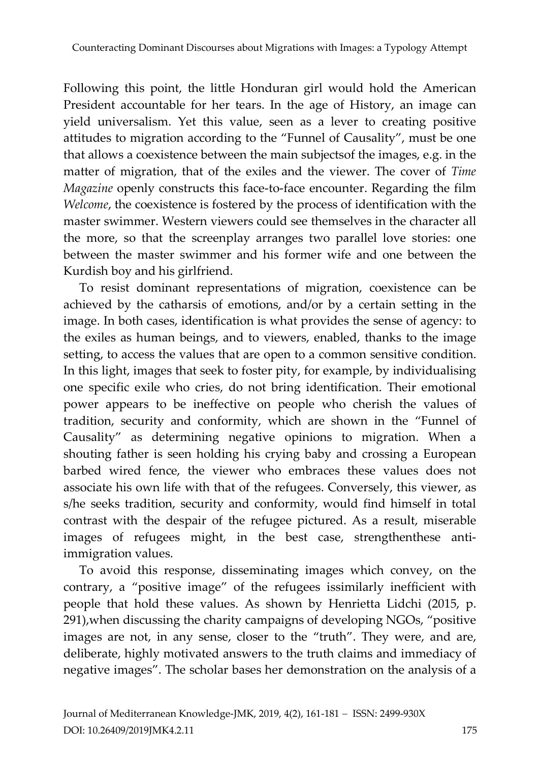Following this point, the little Honduran girl would hold the American President accountable for her tears. In the age of History, an image can yield universalism. Yet this value, seen as a lever to creating positive attitudes to migration according to the "Funnel of Causality", must be one that allows a coexistence between the main subjectsof the images, e.g. in the matter of migration, that of the exiles and the viewer. The cover of *Time Magazine* openly constructs this face-to-face encounter. Regarding the film *Welcome*, the coexistence is fostered by the process of identification with the master swimmer. Western viewers could see themselves in the character all the more, so that the screenplay arranges two parallel love stories: one between the master swimmer and his former wife and one between the Kurdish boy and his girlfriend.

To resist dominant representations of migration, coexistence can be achieved by the catharsis of emotions, and/or by a certain setting in the image. In both cases, identification is what provides the sense of agency: to the exiles as human beings, and to viewers, enabled, thanks to the image setting, to access the values that are open to a common sensitive condition. In this light, images that seek to foster pity, for example, by individualising one specific exile who cries, do not bring identification. Their emotional power appears to be ineffective on people who cherish the values of tradition, security and conformity, which are shown in the "Funnel of Causality" as determining negative opinions to migration. When a shouting father is seen holding his crying baby and crossing a European barbed wired fence, the viewer who embraces these values does not associate his own life with that of the refugees. Conversely, this viewer, as s/he seeks tradition, security and conformity, would find himself in total contrast with the despair of the refugee pictured. As a result, miserable images of refugees might, in the best case, strengthenthese anti-immigration values.

To avoid this response, disseminating images which convey, on the contrary, a "positive image" of the refugees issimilarly inefficient with people that hold these values. As shown by Henrietta Lidchi (2015, p. 291),when discussing the charity campaigns of developing NGOs, "positive images are not, in any sense, closer to the "truth". They were, and are, deliberate, highly motivated answers to the truth claims and immediacy of negative images". The scholar bases her demonstration on the analysis of a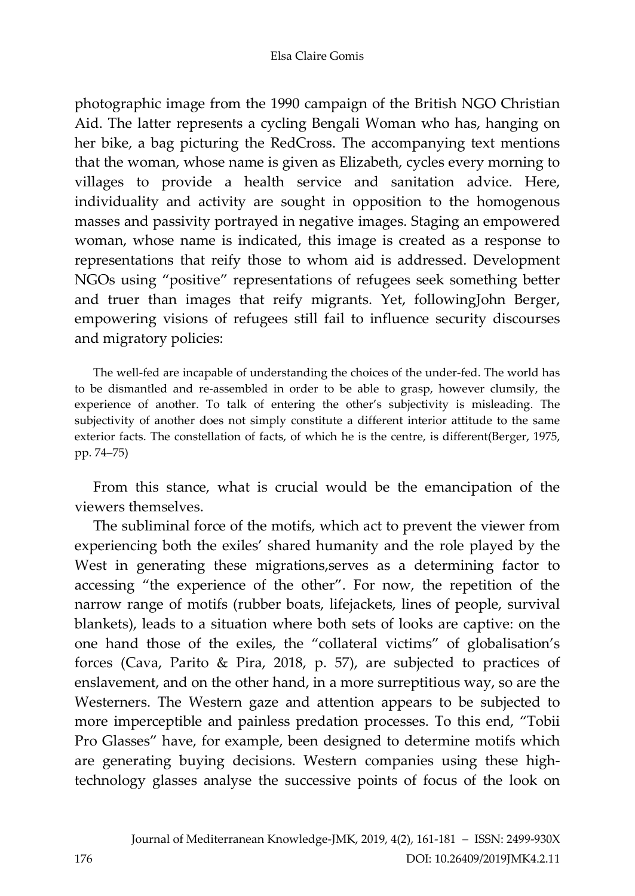photographic image from the 1990 campaign of the British NGO Christian Aid. The latter represents a cycling Bengali Woman who has, hanging on her bike, a bag picturing the RedCross. The accompanying text mentions that the woman, whose name is given as Elizabeth, cycles every morning to villages to provide a health service and sanitation advice. Here, individuality and activity are sought in opposition to the homogenous masses and passivity portrayed in negative images. Staging an empowered woman, whose name is indicated, this image is created as a response to representations that reify those to whom aid is addressed. Development NGOs using "positive" representations of refugees seek something better and truer than images that reify migrants. Yet, followingJohn Berger, empowering visions of refugees still fail to influence security discourses and migratory policies:

> The well-fed are incapable of understanding the choices of the under-fed. The world has to be dismantled and re-assembled in order to be able to grasp, however clumsily, the experience of another. To talk of entering the other's subjectivity is misleading. The subjectivity of another does not simply constitute a different interior attitude to the same exterior facts. The constellation of facts, of which he is the centre, is different(Berger, 1975, pp. 74–75)

From this stance, what is crucial would be the emancipation of the viewers themselves.

The subliminal force of the motifs, which act to prevent the viewer from experiencing both the exiles' shared humanity and the role played by the West in generating these migrations,serves as a determining factor to accessing "the experience of the other". For now, the repetition of the narrow range of motifs (rubber boats, lifejackets, lines of people, survival blankets), leads to a situation where both sets of looks are captive: on the one hand those of the exiles, the "collateral victims" of globalisation's forces (Cava, Parito & Pira, 2018, p. 57), are subjected to practices of enslavement, and on the other hand, in a more surreptitious way, so are the Westerners. The Western gaze and attention appears to be subjected to more imperceptible and painless predation processes. To this end, "Tobii Pro Glasses" have, for example, been designed to determine motifs which are generating buying decisions. Western companies using these high-technology glasses analyse the successive points of focus of the look on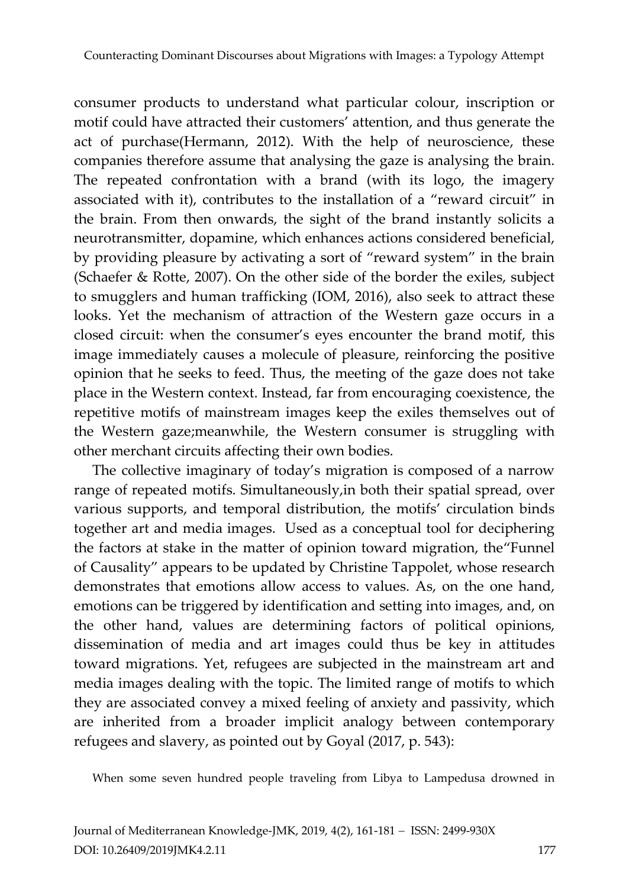consumer products to understand what particular colour, inscription or motif could have attracted their customers' attention, and thus generate the act of purchase(Hermann, 2012). With the help of neuroscience, these companies therefore assume that analysing the gaze is analysing the brain. The repeated confrontation with a brand (with its logo, the imagery associated with it), contributes to the installation of a "reward circuit" in the brain. From then onwards, the sight of the brand instantly solicits a neurotransmitter, dopamine, which enhances actions considered beneficial, by providing pleasure by activating a sort of "reward system" in the brain (Schaefer & Rotte, 2007). On the other side of the border the exiles, subject to smugglers and human trafficking (IOM, 2016), also seek to attract these looks. Yet the mechanism of attraction of the Western gaze occurs in a closed circuit: when the consumer's eyes encounter the brand motif, this image immediately causes a molecule of pleasure, reinforcing the positive opinion that he seeks to feed. Thus, the meeting of the gaze does not take place in the Western context. Instead, far from encouraging coexistence, the repetitive motifs of mainstream images keep the exiles themselves out of the Western gaze;meanwhile, the Western consumer is struggling with other merchant circuits affecting their own bodies.

The collective imaginary of today's migration is composed of a narrow range of repeated motifs. Simultaneously,in both their spatial spread, over various supports, and temporal distribution, the motifs' circulation binds together art and media images. Used as a conceptual tool for deciphering the factors at stake in the matter of opinion toward migration, the"Funnel of Causality" appears to be updated by Christine Tappolet, whose research demonstrates that emotions allow access to values. As, on the one hand, emotions can be triggered by identification and setting into images, and, on the other hand, values are determining factors of political opinions, dissemination of media and art images could thus be key in attitudes toward migrations. Yet, refugees are subjected in the mainstream art and media images dealing with the topic. The limited range of motifs to which they are associated convey a mixed feeling of anxiety and passivity, which are inherited from a broader implicit analogy between contemporary refugees and slavery, as pointed out by Goyal (2017, p. 543):

> When some seven hundred people traveling from Libya to Lampedusa drowned in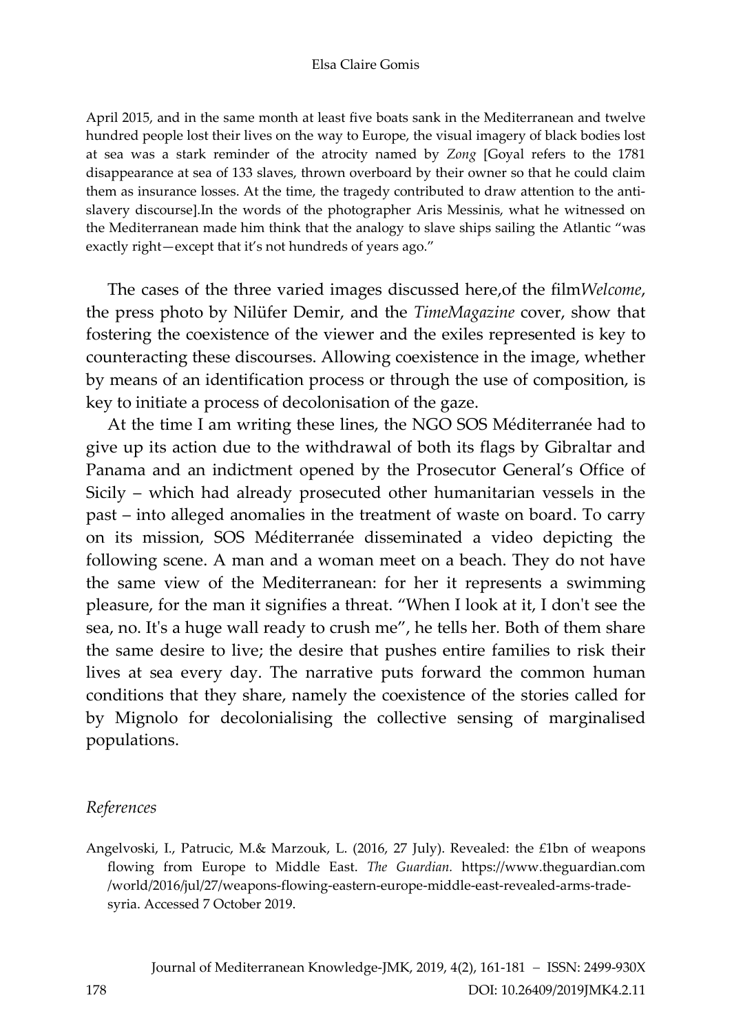April 2015, and in the same month at least five boats sank in the Mediterranean and twelve hundred people lost their lives on the way to Europe, the visual imagery of black bodies lost at sea was a stark reminder of the atrocity named by *Zong* [Goyal refers to the 1781 disappearance at sea of 133 slaves, thrown overboard by their owner so that he could claim them as insurance losses. At the time, the tragedy contributed to draw attention to the anti-slavery discourse].In the words of the photographer Aris Messinis, what he witnessed on the Mediterranean made him think that the analogy to slave ships sailing the Atlantic "was exactly right—except that it's not hundreds of years ago."

The cases of the three varied images discussed here,of the film*Welcome*, the press photo by Nilüfer Demir, and the *TimeMagazine* cover, show that fostering the coexistence of the viewer and the exiles represented is key to counteracting these discourses. Allowing coexistence in the image, whether by means of an identification process or through the use of composition, is key to initiate a process of decolonisation of the gaze.

At the time I am writing these lines, the NGO SOS Méditerranée had to give up its action due to the withdrawal of both its flags by Gibraltar and Panama and an indictment opened by the Prosecutor General's Office of Sicily – which had already prosecuted other humanitarian vessels in the past – into alleged anomalies in the treatment of waste on board. To carry on its mission, SOS Méditerranée disseminated a video depicting the following scene. A man and a woman meet on a beach. They do not have the same view of the Mediterranean: for her it represents a swimming pleasure, for the man it signifies a threat. "When I look at it, I don't see the sea, no. It's a huge wall ready to crush me", he tells her. Both of them share the same desire to live; the desire that pushes entire families to risk their lives at sea every day. The narrative puts forward the common human conditions that they share, namely the coexistence of the stories called for by Mignolo for decolonialising the collective sensing of marginalised populations.

## *References*

Angelvoski, I., Patrucic, M.& Marzouk, L. (2016, 27 July). Revealed: the £1bn of weapons flowing from Europe to Middle East. *The Guardian*. https://www.theguardian.com /world/2016/jul/27/weapons-flowing-eastern-europe-middle-east-revealed-arms-trade-syria. Accessed 7 October 2019.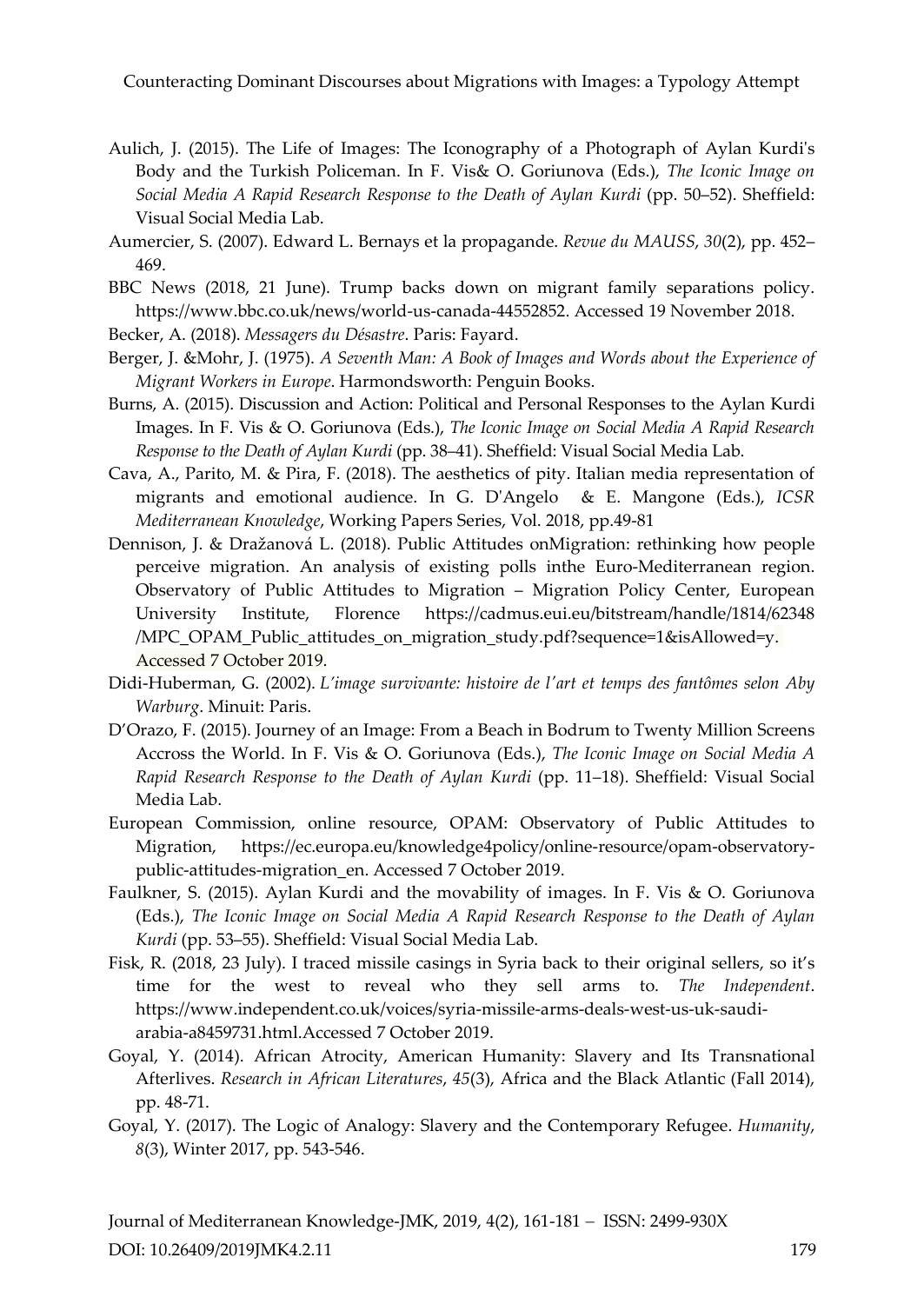Aulich, J. (2015). The Life of Images: The Iconography of a Photograph of Aylan Kurdi's Body and the Turkish Policeman. In F. Vis& O. Goriunova (Eds.), *The Iconic Image on Social Media A Rapid Research Response to the Death of Aylan Kurdi* (pp. 50–52). Sheffield: Visual Social Media Lab.

Aumercier, S. (2007). Edward L. Bernays et la propagande. *Revue du MAUSS*, *30*(2), pp. 452–469.

BBC News (2018, 21 June). Trump backs down on migrant family separations policy. https://www.bbc.co.uk/news/world-us-canada-44552852. Accessed 19 November 2018.

Becker, A. (2018). *Messagers du Désastre*. Paris: Fayard.

Berger, J. &Mohr, J. (1975). *A Seventh Man: A Book of Images and Words about the Experience of Migrant Workers in Europe*. Harmondsworth: Penguin Books.

Burns, A. (2015). Discussion and Action: Political and Personal Responses to the Aylan Kurdi Images. In F. Vis & O. Goriunova (Eds.), *The Iconic Image on Social Media A Rapid Research Response to the Death of Aylan Kurdi* (pp. 38–41). Sheffield: Visual Social Media Lab.

Cava, A., Parito, M. & Pira, F. (2018). The aesthetics of pity. Italian media representation of migrants and emotional audience. In G. D'Angelo & E. Mangone (Eds.), *ICSR Mediterranean Knowledge*, Working Papers Series, Vol. 2018, pp.49-81

Dennison, J. & Dražanová L. (2018). Public Attitudes onMigration: rethinking how people perceive migration. An analysis of existing polls inthe Euro-Mediterranean region. Observatory of Public Attitudes to Migration – Migration Policy Center, European University Institute, Florence https://cadmus.eui.eu/bitstream/handle/1814/62348/MPC_OPAM_Public_attitudes_on_migration_study.pdf?sequence=1&isAllowed=y. Accessed 7 October 2019.

Didi-Huberman, G. (2002). *L'image survivante: histoire de l'art et temps des fantômes selon Aby Warburg*. Minuit: Paris.

D'Orazo, F. (2015). Journey of an Image: From a Beach in Bodrum to Twenty Million Screens Accross the World. In F. Vis & O. Goriunova (Eds.), *The Iconic Image on Social Media A Rapid Research Response to the Death of Aylan Kurdi* (pp. 11–18). Sheffield: Visual Social Media Lab.

European Commission, online resource, OPAM: Observatory of Public Attitudes to Migration, https://ec.europa.eu/knowledge4policy/online-resource/opam-observatory-public-attitudes-migration_en. Accessed 7 October 2019.

Faulkner, S. (2015). Aylan Kurdi and the movability of images. In F. Vis & O. Goriunova (Eds.), *The Iconic Image on Social Media A Rapid Research Response to the Death of Aylan Kurdi* (pp. 53–55). Sheffield: Visual Social Media Lab.

Fisk, R. (2018, 23 July). I traced missile casings in Syria back to their original sellers, so it's time for the west to reveal who they sell arms to. *The Independent*. https://www.independent.co.uk/voices/syria-missile-arms-deals-west-us-uk-saudi-arabia-a8459731.html.Accessed 7 October 2019.

Goyal, Y. (2014). African Atrocity, American Humanity: Slavery and Its Transnational Afterlives. *Research in African Literatures*, *45*(3), Africa and the Black Atlantic (Fall 2014), pp. 48-71.

Goyal, Y. (2017). The Logic of Analogy: Slavery and the Contemporary Refugee. *Humanity*, *8*(3), Winter 2017, pp. 543-546.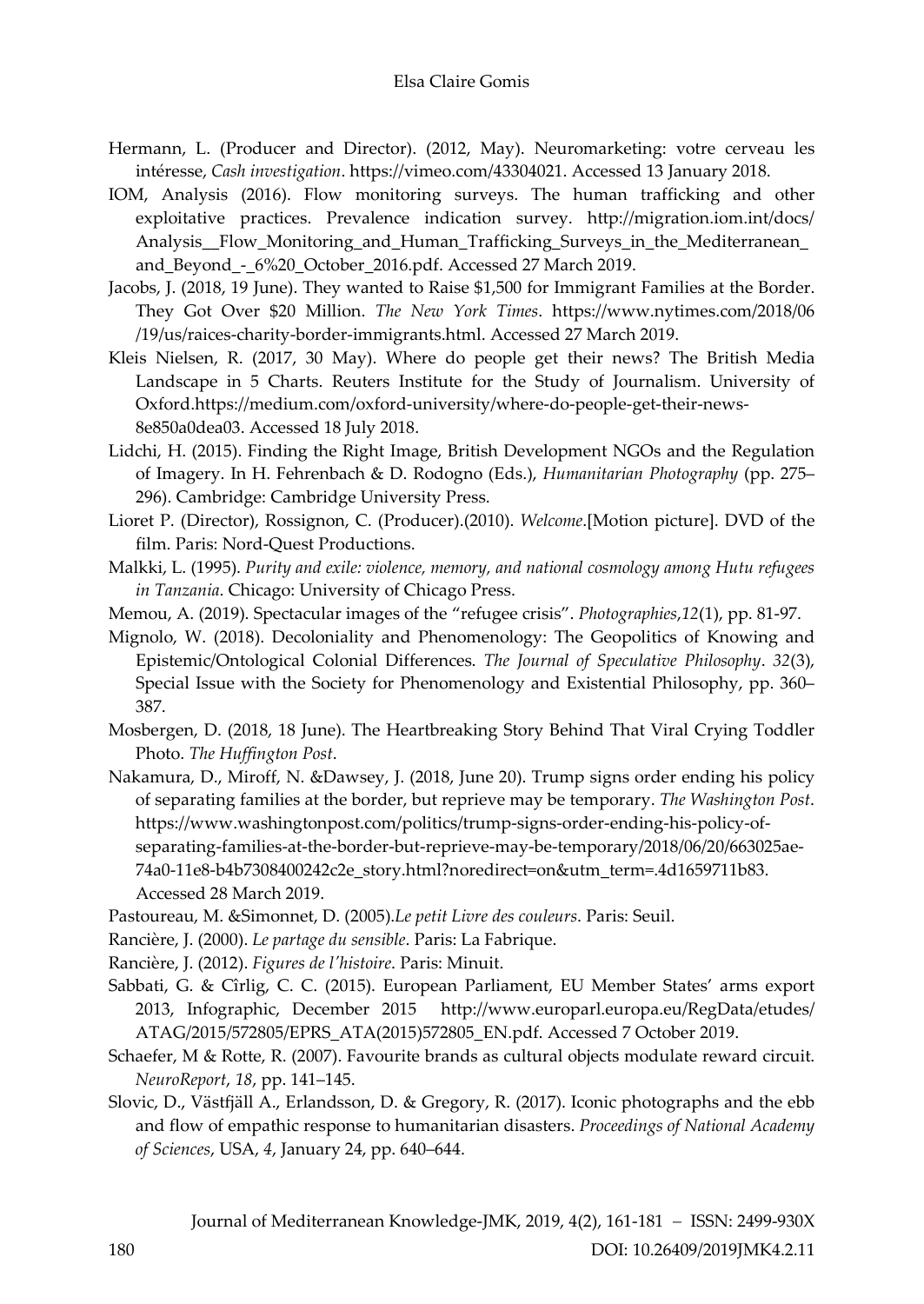Hermann, L. (Producer and Director). (2012, May). Neuromarketing: votre cerveau les intéresse, *Cash investigation*. https://vimeo.com/43304021. Accessed 13 January 2018.

IOM, Analysis (2016). Flow monitoring surveys. The human trafficking and other exploitative practices. Prevalence indication survey. http://migration.iom.int/docs/Analysis__Flow_Monitoring_and_Human_Trafficking_Surveys_in_the_Mediterranean_and_Beyond_-_6%20_October_2016.pdf. Accessed 27 March 2019.

Jacobs, J. (2018, 19 June). They wanted to Raise $1,500 for Immigrant Families at the Border. They Got Over $20 Million. *The New York Times*. https://www.nytimes.com/2018/06/19/us/raices-charity-border-immigrants.html. Accessed 27 March 2019.

Kleis Nielsen, R. (2017, 30 May). Where do people get their news? The British Media Landscape in 5 Charts. Reuters Institute for the Study of Journalism. University of Oxford.https://medium.com/oxford-university/where-do-people-get-their-news-8e850a0dea03. Accessed 18 July 2018.

Lidchi, H. (2015). Finding the Right Image, British Development NGOs and the Regulation of Imagery. In H. Fehrenbach & D. Rodogno (Eds.), *Humanitarian Photography* (pp. 275–296). Cambridge: Cambridge University Press.

Lioret P. (Director), Rossignon, C. (Producer).(2010). *Welcome*.[Motion picture]. DVD of the film. Paris: Nord-Quest Productions.

Malkki, L. (1995). *Purity and exile: violence, memory, and national cosmology among Hutu refugees in Tanzania*. Chicago: University of Chicago Press.

Memou, A. (2019). Spectacular images of the "refugee crisis". *Photographies*,*12*(1), pp. 81-97.

Mignolo, W. (2018). Decoloniality and Phenomenology: The Geopolitics of Knowing and Epistemic/Ontological Colonial Differences. *The Journal of Speculative Philosophy*. *32*(3), Special Issue with the Society for Phenomenology and Existential Philosophy, pp. 360–387.

Mosbergen, D. (2018, 18 June). The Heartbreaking Story Behind That Viral Crying Toddler Photo. *The Huffington Post*.

Nakamura, D., Miroff, N. &Dawsey, J. (2018, June 20). Trump signs order ending his policy of separating families at the border, but reprieve may be temporary. *The Washington Post*. https://www.washingtonpost.com/politics/trump-signs-order-ending-his-policy-of-separating-families-at-the-border-but-reprieve-may-be-temporary/2018/06/20/663025ae-74a0-11e8-b4b7308400242c2e_story.html?noredirect=on&utm_term=.4d1659711b83. Accessed 28 March 2019.

Pastoureau, M. &Simonnet, D. (2005).*Le petit Livre des couleurs*. Paris: Seuil.

Rancière, J. (2000). *Le partage du sensible*. Paris: La Fabrique.

Rancière, J. (2012). *Figures de l'histoire*. Paris: Minuit.

Sabbati, G. & Cîrlig, C. C. (2015). European Parliament, EU Member States' arms export 2013, Infographic, December 2015 http://www.europarl.europa.eu/RegData/etudes/ATAG/2015/572805/EPRS_ATA(2015)572805_EN.pdf. Accessed 7 October 2019.

Schaefer, M & Rotte, R. (2007). Favourite brands as cultural objects modulate reward circuit. *NeuroReport*, *18*, pp. 141–145.

Slovic, D., Västfjäll A., Erlandsson, D. & Gregory, R. (2017). Iconic photographs and the ebb and flow of empathic response to humanitarian disasters. *Proceedings of National Academy of Sciences*, USA, *4*, January 24, pp. 640–644.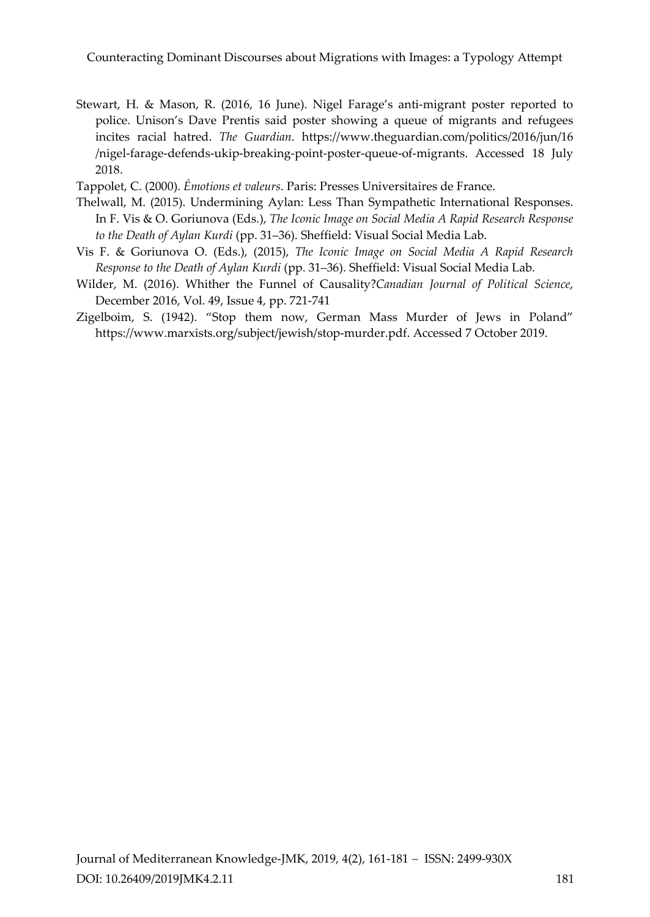Stewart, H. & Mason, R. (2016, 16 June). Nigel Farage's anti-migrant poster reported to police. Unison's Dave Prentis said poster showing a queue of migrants and refugees incites racial hatred. *The Guardian*. https://www.theguardian.com/politics/2016/jun/16/nigel-farage-defends-ukip-breaking-point-poster-queue-of-migrants. Accessed 18 July 2018.

Tappolet, C. (2000). *Émotions et valeurs*. Paris: Presses Universitaires de France.

Thelwall, M. (2015). Undermining Aylan: Less Than Sympathetic International Responses. In F. Vis & O. Goriunova (Eds.), *The Iconic Image on Social Media A Rapid Research Response to the Death of Aylan Kurdi* (pp. 31–36). Sheffield: Visual Social Media Lab.

Vis F. & Goriunova O. (Eds.), (2015), *The Iconic Image on Social Media A Rapid Research Response to the Death of Aylan Kurdi* (pp. 31–36). Sheffield: Visual Social Media Lab.

Wilder, M. (2016). Whither the Funnel of Causality?*Canadian Journal of Political Science*, December 2016, Vol. 49, Issue 4, pp. 721-741

Zigelboim, S. (1942). "Stop them now, German Mass Murder of Jews in Poland" https://www.marxists.org/subject/jewish/stop-murder.pdf. Accessed 7 October 2019.